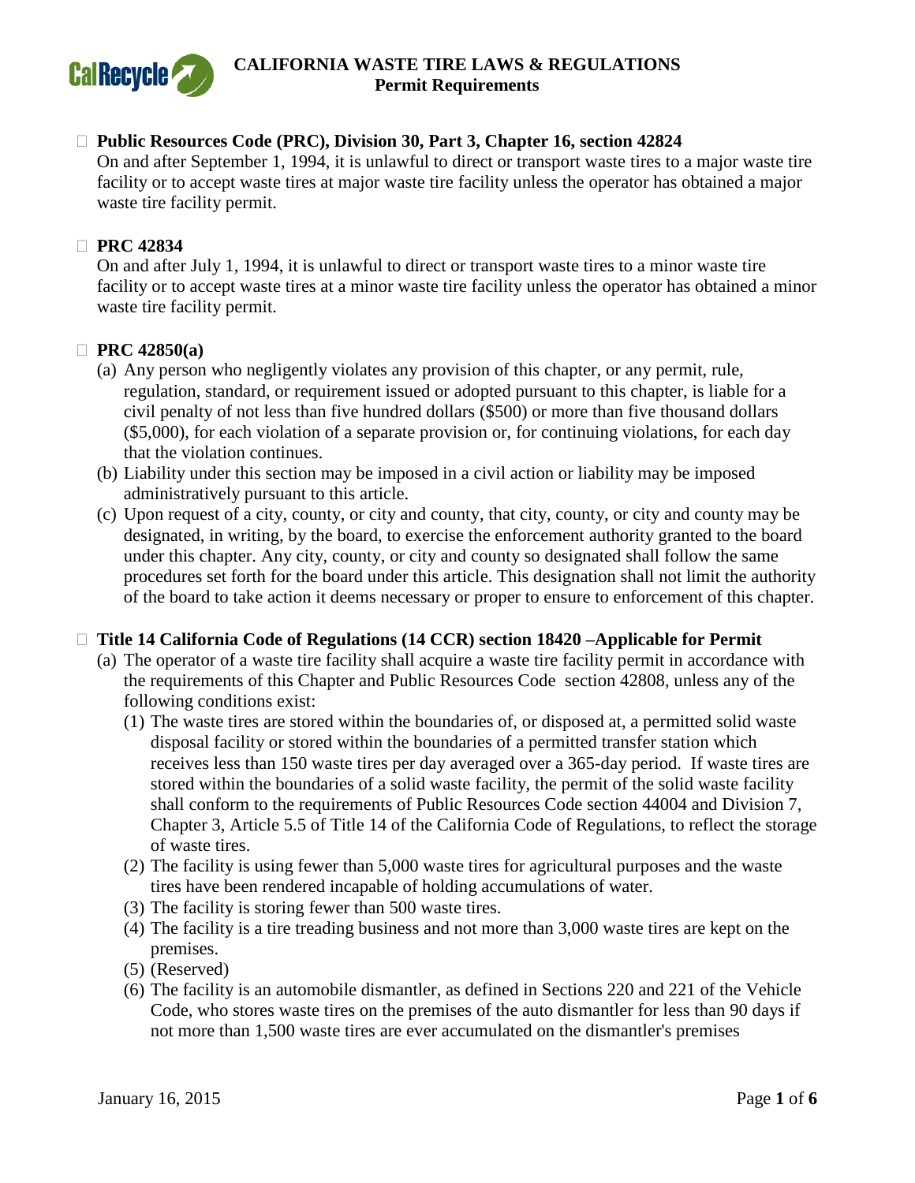# CALIFORNIA WASTE TIRE LAWS & REGULATIONS
## Permit Requirements

- **Public Resources Code (PRC), Division 30, Part 3, Chapter 16, section 42824**
  On and after September 1, 1994, it is unlawful to direct or transport waste tires to a major waste tire facility or to accept waste tires at major waste tire facility unless the operator has obtained a major waste tire facility permit.

- **PRC 42834**
  On and after July 1, 1994, it is unlawful to direct or transport waste tires to a minor waste tire facility or to accept waste tires at a minor waste tire facility unless the operator has obtained a minor waste tire facility permit.

- **PRC 42850(a)**
  (a) Any person who negligently violates any provision of this chapter, or any permit, rule, regulation, standard, or requirement issued or adopted pursuant to this chapter, is liable for a civil penalty of not less than five hundred dollars ($500) or more than five thousand dollars ($5,000), for each violation of a separate provision or, for continuing violations, for each day that the violation continues.
  (b) Liability under this section may be imposed in a civil action or liability may be imposed administratively pursuant to this article.
  (c) Upon request of a city, county, or city and county, that city, county, or city and county may be designated, in writing, by the board, to exercise the enforcement authority granted to the board under this chapter. Any city, county, or city and county so designated shall follow the same procedures set forth for the board under this article. This designation shall not limit the authority of the board to take action it deems necessary or proper to ensure to enforcement of this chapter.

- **Title 14 California Code of Regulations (14 CCR) section 18420 –Applicable for Permit**
  (a) The operator of a waste tire facility shall acquire a waste tire facility permit in accordance with the requirements of this Chapter and Public Resources Code section 42808, unless any of the following conditions exist:
    (1) The waste tires are stored within the boundaries of, or disposed at, a permitted solid waste disposal facility or stored within the boundaries of a permitted transfer station which receives less than 150 waste tires per day averaged over a 365-day period. If waste tires are stored within the boundaries of a solid waste facility, the permit of the solid waste facility shall conform to the requirements of Public Resources Code section 44004 and Division 7, Chapter 3, Article 5.5 of Title 14 of the California Code of Regulations, to reflect the storage of waste tires.
    (2) The facility is using fewer than 5,000 waste tires for agricultural purposes and the waste tires have been rendered incapable of holding accumulations of water.
    (3) The facility is storing fewer than 500 waste tires.
    (4) The facility is a tire treading business and not more than 3,000 waste tires are kept on the premises.
    (5) (Reserved)
    (6) The facility is an automobile dismantler, as defined in Sections 220 and 221 of the Vehicle Code, who stores waste tires on the premises of the auto dismantler for less than 90 days if not more than 1,500 waste tires are ever accumulated on the dismantler's premises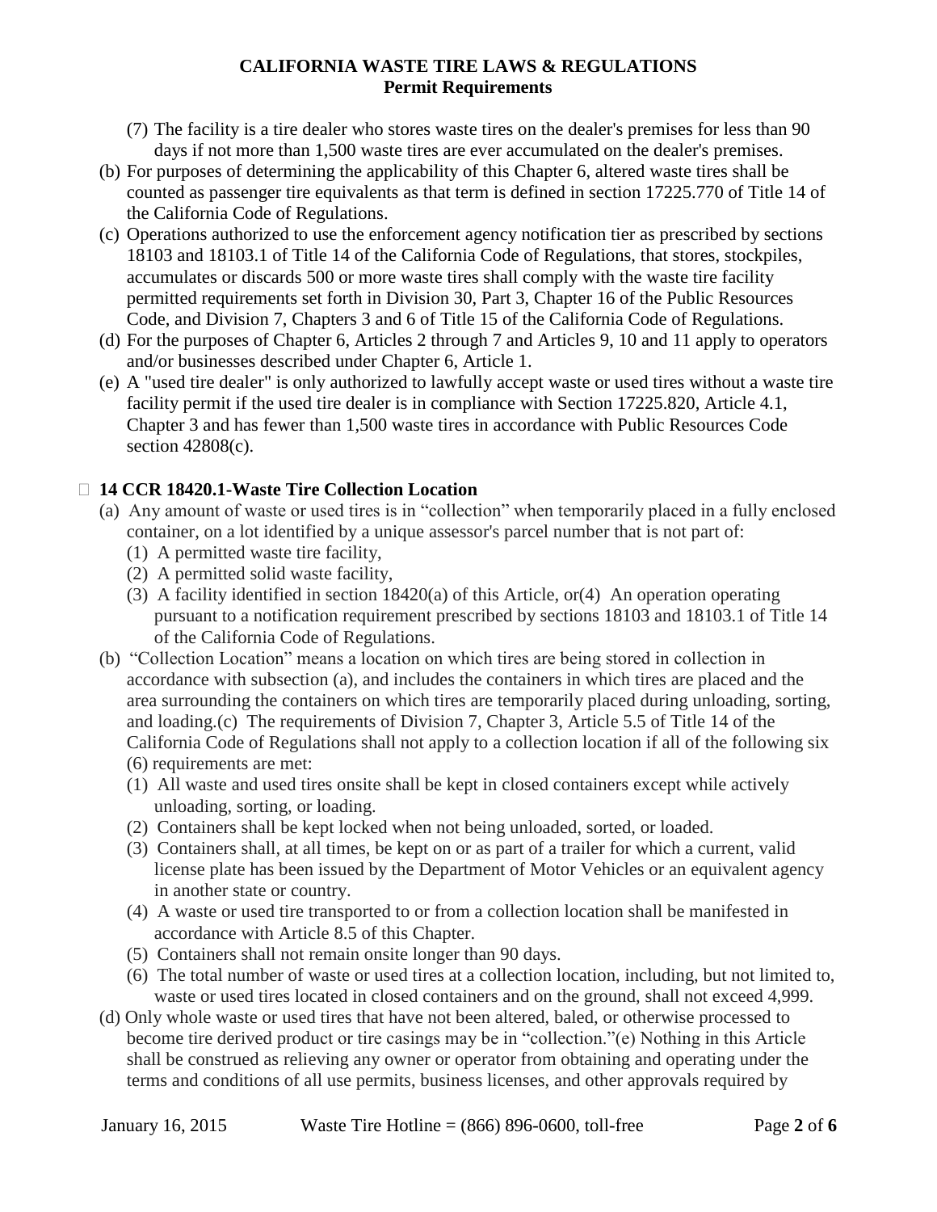(7) The facility is a tire dealer who stores waste tires on the dealer's premises for less than 90 days if not more than 1,500 waste tires are ever accumulated on the dealer's premises.

(b) For purposes of determining the applicability of this Chapter 6, altered waste tires shall be counted as passenger tire equivalents as that term is defined in section 17225.770 of Title 14 of the California Code of Regulations.

(c) Operations authorized to use the enforcement agency notification tier as prescribed by sections 18103 and 18103.1 of Title 14 of the California Code of Regulations, that stores, stockpiles, accumulates or discards 500 or more waste tires shall comply with the waste tire facility permitted requirements set forth in Division 30, Part 3, Chapter 16 of the Public Resources Code, and Division 7, Chapters 3 and 6 of Title 15 of the California Code of Regulations.

(d) For the purposes of Chapter 6, Articles 2 through 7 and Articles 9, 10 and 11 apply to operators and/or businesses described under Chapter 6, Article 1.

(e) A "used tire dealer" is only authorized to lawfully accept waste or used tires without a waste tire facility permit if the used tire dealer is in compliance with Section 17225.820, Article 4.1, Chapter 3 and has fewer than 1,500 waste tires in accordance with Public Resources Code section 42808(c).

- **14 CCR 18420.1-Waste Tire Collection Location**

(a) Any amount of waste or used tires is in "collection" when temporarily placed in a fully enclosed container, on a lot identified by a unique assessor's parcel number that is not part of:

(1) A permitted waste tire facility,

(2) A permitted solid waste facility,

(3) A facility identified in section 18420(a) of this Article, or(4) An operation operating pursuant to a notification requirement prescribed by sections 18103 and 18103.1 of Title 14 of the California Code of Regulations.

(b) "Collection Location" means a location on which tires are being stored in collection in accordance with subsection (a), and includes the containers in which tires are placed and the area surrounding the containers on which tires are temporarily placed during unloading, sorting, and loading.(c) The requirements of Division 7, Chapter 3, Article 5.5 of Title 14 of the California Code of Regulations shall not apply to a collection location if all of the following six (6) requirements are met:

(1) All waste and used tires onsite shall be kept in closed containers except while actively unloading, sorting, or loading.

(2) Containers shall be kept locked when not being unloaded, sorted, or loaded.

(3) Containers shall, at all times, be kept on or as part of a trailer for which a current, valid license plate has been issued by the Department of Motor Vehicles or an equivalent agency in another state or country.

(4) A waste or used tire transported to or from a collection location shall be manifested in accordance with Article 8.5 of this Chapter.

(5) Containers shall not remain onsite longer than 90 days.

(6) The total number of waste or used tires at a collection location, including, but not limited to, waste or used tires located in closed containers and on the ground, shall not exceed 4,999.

(d) Only whole waste or used tires that have not been altered, baled, or otherwise processed to become tire derived product or tire casings may be in "collection."(e) Nothing in this Article shall be construed as relieving any owner or operator from obtaining and operating under the terms and conditions of all use permits, business licenses, and other approvals required by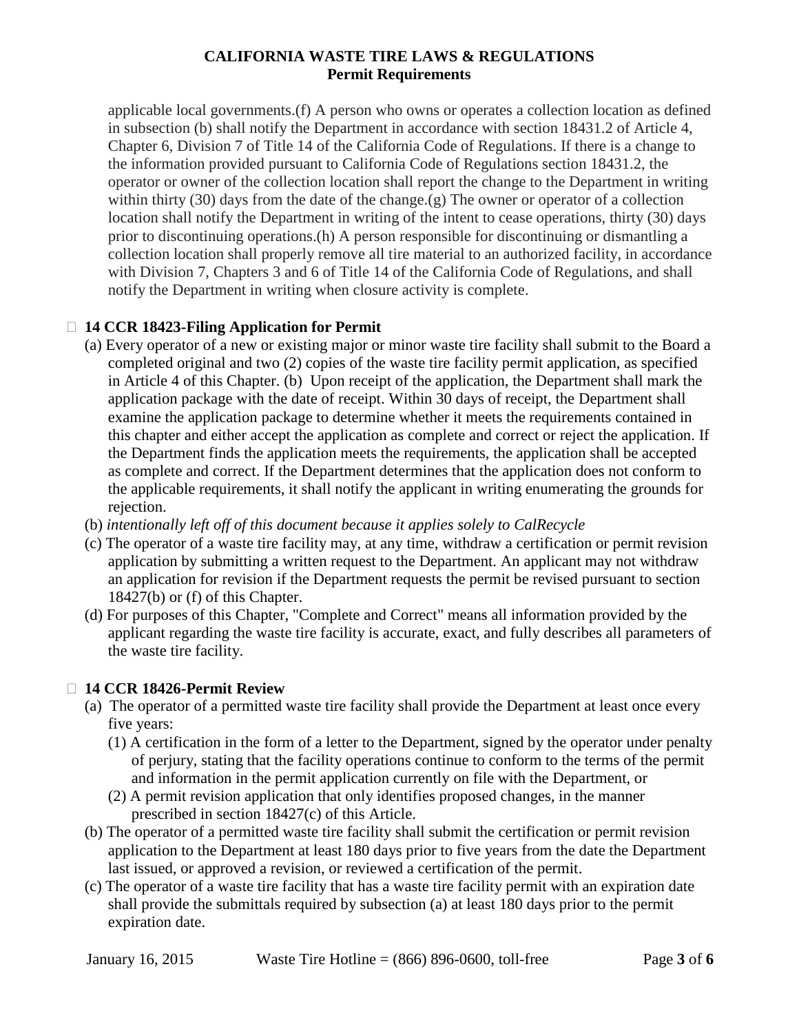applicable local governments.(f) A person who owns or operates a collection location as defined in subsection (b) shall notify the Department in accordance with section 18431.2 of Article 4, Chapter 6, Division 7 of Title 14 of the California Code of Regulations. If there is a change to the information provided pursuant to California Code of Regulations section 18431.2, the operator or owner of the collection location shall report the change to the Department in writing within thirty (30) days from the date of the change.(g) The owner or operator of a collection location shall notify the Department in writing of the intent to cease operations, thirty (30) days prior to discontinuing operations.(h) A person responsible for discontinuing or dismantling a collection location shall properly remove all tire material to an authorized facility, in accordance with Division 7, Chapters 3 and 6 of Title 14 of the California Code of Regulations, and shall notify the Department in writing when closure activity is complete.

- **14 CCR 18423-Filing Application for Permit**

(a) Every operator of a new or existing major or minor waste tire facility shall submit to the Board a completed original and two (2) copies of the waste tire facility permit application, as specified in Article 4 of this Chapter. (b) Upon receipt of the application, the Department shall mark the application package with the date of receipt. Within 30 days of receipt, the Department shall examine the application package to determine whether it meets the requirements contained in this chapter and either accept the application as complete and correct or reject the application. If the Department finds the application meets the requirements, the application shall be accepted as complete and correct. If the Department determines that the application does not conform to the applicable requirements, it shall notify the applicant in writing enumerating the grounds for rejection.

(b) *intentionally left off of this document because it applies solely to CalRecycle*

(c) The operator of a waste tire facility may, at any time, withdraw a certification or permit revision application by submitting a written request to the Department. An applicant may not withdraw an application for revision if the Department requests the permit be revised pursuant to section 18427(b) or (f) of this Chapter.

(d) For purposes of this Chapter, "Complete and Correct" means all information provided by the applicant regarding the waste tire facility is accurate, exact, and fully describes all parameters of the waste tire facility.

- **14 CCR 18426-Permit Review**

(a) The operator of a permitted waste tire facility shall provide the Department at least once every five years:

(1) A certification in the form of a letter to the Department, signed by the operator under penalty of perjury, stating that the facility operations continue to conform to the terms of the permit and information in the permit application currently on file with the Department, or

(2) A permit revision application that only identifies proposed changes, in the manner prescribed in section 18427(c) of this Article.

(b) The operator of a permitted waste tire facility shall submit the certification or permit revision application to the Department at least 180 days prior to five years from the date the Department last issued, or approved a revision, or reviewed a certification of the permit.

(c) The operator of a waste tire facility that has a waste tire facility permit with an expiration date shall provide the submittals required by subsection (a) at least 180 days prior to the permit expiration date.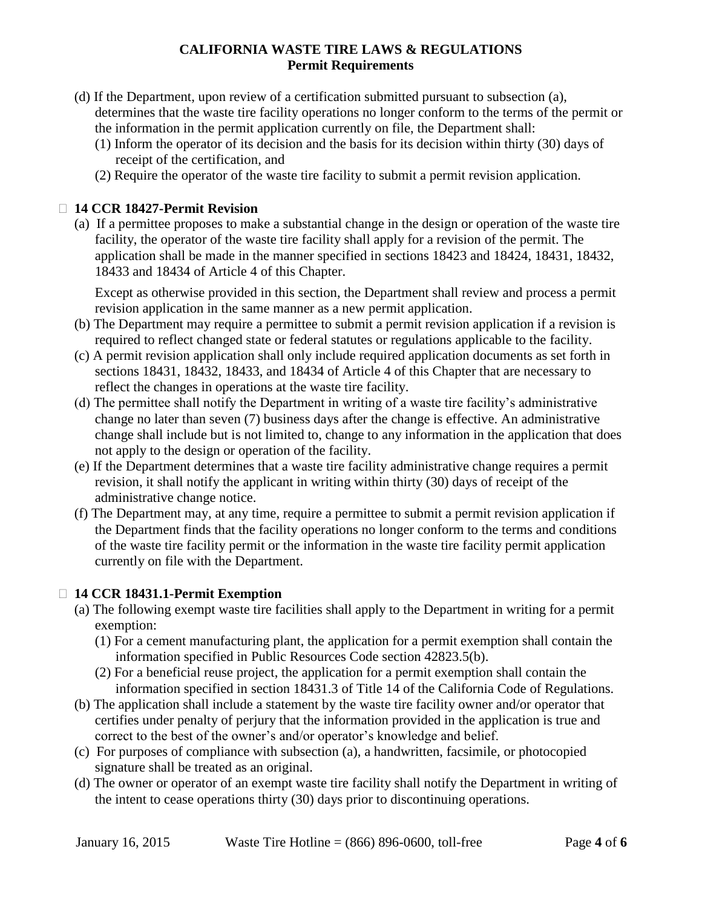(d) If the Department, upon review of a certification submitted pursuant to subsection (a), determines that the waste tire facility operations no longer conform to the terms of the permit or the information in the permit application currently on file, the Department shall:

(1) Inform the operator of its decision and the basis for its decision within thirty (30) days of receipt of the certification, and

(2) Require the operator of the waste tire facility to submit a permit revision application.

### 14 CCR 18427-Permit Revision

(a) If a permittee proposes to make a substantial change in the design or operation of the waste tire facility, the operator of the waste tire facility shall apply for a revision of the permit. The application shall be made in the manner specified in sections 18423 and 18424, 18431, 18432, 18433 and 18434 of Article 4 of this Chapter.

Except as otherwise provided in this section, the Department shall review and process a permit revision application in the same manner as a new permit application.

(b) The Department may require a permittee to submit a permit revision application if a revision is required to reflect changed state or federal statutes or regulations applicable to the facility.

(c) A permit revision application shall only include required application documents as set forth in sections 18431, 18432, 18433, and 18434 of Article 4 of this Chapter that are necessary to reflect the changes in operations at the waste tire facility.

(d) The permittee shall notify the Department in writing of a waste tire facility's administrative change no later than seven (7) business days after the change is effective. An administrative change shall include but is not limited to, change to any information in the application that does not apply to the design or operation of the facility.

(e) If the Department determines that a waste tire facility administrative change requires a permit revision, it shall notify the applicant in writing within thirty (30) days of receipt of the administrative change notice.

(f) The Department may, at any time, require a permittee to submit a permit revision application if the Department finds that the facility operations no longer conform to the terms and conditions of the waste tire facility permit or the information in the waste tire facility permit application currently on file with the Department.

### 14 CCR 18431.1-Permit Exemption

(a) The following exempt waste tire facilities shall apply to the Department in writing for a permit exemption:

(1) For a cement manufacturing plant, the application for a permit exemption shall contain the information specified in Public Resources Code section 42823.5(b).

(2) For a beneficial reuse project, the application for a permit exemption shall contain the information specified in section 18431.3 of Title 14 of the California Code of Regulations.

(b) The application shall include a statement by the waste tire facility owner and/or operator that certifies under penalty of perjury that the information provided in the application is true and correct to the best of the owner's and/or operator's knowledge and belief.

(c) For purposes of compliance with subsection (a), a handwritten, facsimile, or photocopied signature shall be treated as an original.

(d) The owner or operator of an exempt waste tire facility shall notify the Department in writing of the intent to cease operations thirty (30) days prior to discontinuing operations.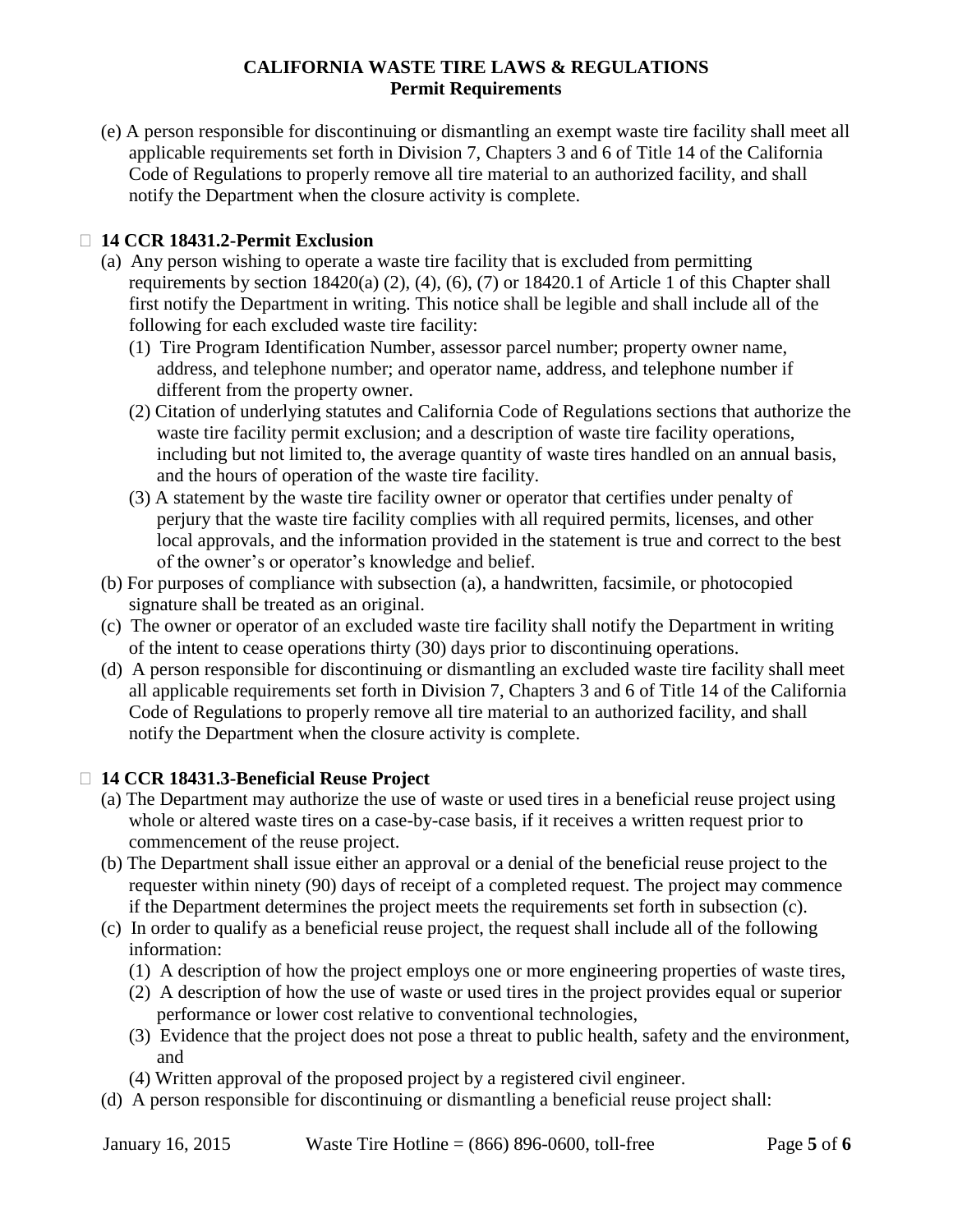(e) A person responsible for discontinuing or dismantling an exempt waste tire facility shall meet all applicable requirements set forth in Division 7, Chapters 3 and 6 of Title 14 of the California Code of Regulations to properly remove all tire material to an authorized facility, and shall notify the Department when the closure activity is complete.

- **14 CCR 18431.2-Permit Exclusion**
  - (a) Any person wishing to operate a waste tire facility that is excluded from permitting requirements by section 18420(a) (2), (4), (6), (7) or 18420.1 of Article 1 of this Chapter shall first notify the Department in writing. This notice shall be legible and shall include all of the following for each excluded waste tire facility:
    - (1) Tire Program Identification Number, assessor parcel number; property owner name, address, and telephone number; and operator name, address, and telephone number if different from the property owner.
    - (2) Citation of underlying statutes and California Code of Regulations sections that authorize the waste tire facility permit exclusion; and a description of waste tire facility operations, including but not limited to, the average quantity of waste tires handled on an annual basis, and the hours of operation of the waste tire facility.
    - (3) A statement by the waste tire facility owner or operator that certifies under penalty of perjury that the waste tire facility complies with all required permits, licenses, and other local approvals, and the information provided in the statement is true and correct to the best of the owner's or operator's knowledge and belief.
  - (b) For purposes of compliance with subsection (a), a handwritten, facsimile, or photocopied signature shall be treated as an original.
  - (c) The owner or operator of an excluded waste tire facility shall notify the Department in writing of the intent to cease operations thirty (30) days prior to discontinuing operations.
  - (d) A person responsible for discontinuing or dismantling an excluded waste tire facility shall meet all applicable requirements set forth in Division 7, Chapters 3 and 6 of Title 14 of the California Code of Regulations to properly remove all tire material to an authorized facility, and shall notify the Department when the closure activity is complete.

- **14 CCR 18431.3-Beneficial Reuse Project**
  - (a) The Department may authorize the use of waste or used tires in a beneficial reuse project using whole or altered waste tires on a case-by-case basis, if it receives a written request prior to commencement of the reuse project.
  - (b) The Department shall issue either an approval or a denial of the beneficial reuse project to the requester within ninety (90) days of receipt of a completed request. The project may commence if the Department determines the project meets the requirements set forth in subsection (c).
  - (c) In order to qualify as a beneficial reuse project, the request shall include all of the following information:
    - (1) A description of how the project employs one or more engineering properties of waste tires,
    - (2) A description of how the use of waste or used tires in the project provides equal or superior performance or lower cost relative to conventional technologies,
    - (3) Evidence that the project does not pose a threat to public health, safety and the environment, and
    - (4) Written approval of the proposed project by a registered civil engineer.
  - (d) A person responsible for discontinuing or dismantling a beneficial reuse project shall: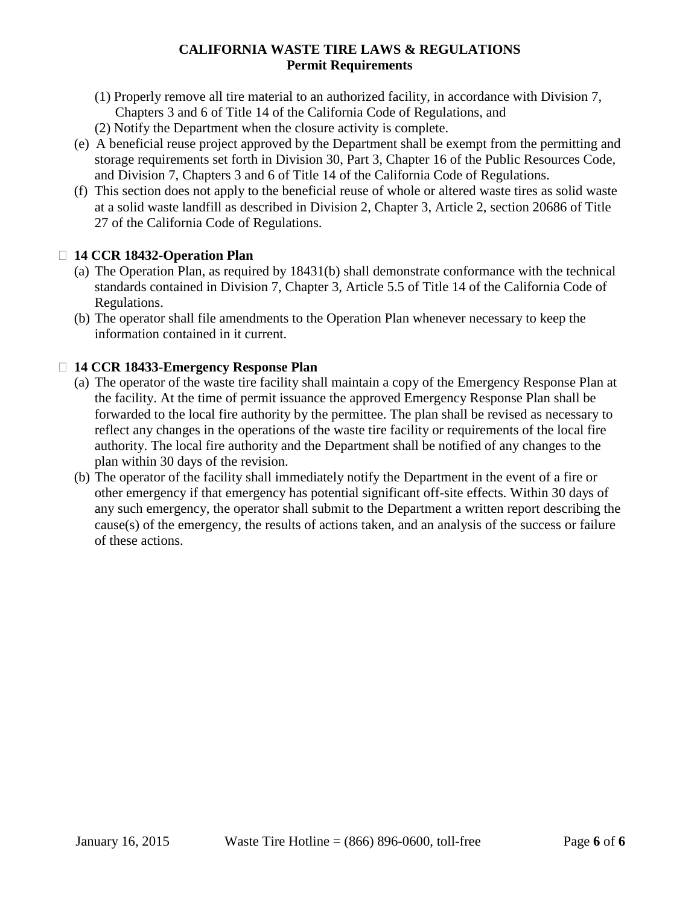(1) Properly remove all tire material to an authorized facility, in accordance with Division 7, Chapters 3 and 6 of Title 14 of the California Code of Regulations, and

(2) Notify the Department when the closure activity is complete.

(e) A beneficial reuse project approved by the Department shall be exempt from the permitting and storage requirements set forth in Division 30, Part 3, Chapter 16 of the Public Resources Code, and Division 7, Chapters 3 and 6 of Title 14 of the California Code of Regulations.

(f) This section does not apply to the beneficial reuse of whole or altered waste tires as solid waste at a solid waste landfill as described in Division 2, Chapter 3, Article 2, section 20686 of Title 27 of the California Code of Regulations.

- **14 CCR 18432-Operation Plan**

(a) The Operation Plan, as required by 18431(b) shall demonstrate conformance with the technical standards contained in Division 7, Chapter 3, Article 5.5 of Title 14 of the California Code of Regulations.

(b) The operator shall file amendments to the Operation Plan whenever necessary to keep the information contained in it current.

- **14 CCR 18433-Emergency Response Plan**

(a) The operator of the waste tire facility shall maintain a copy of the Emergency Response Plan at the facility. At the time of permit issuance the approved Emergency Response Plan shall be forwarded to the local fire authority by the permittee. The plan shall be revised as necessary to reflect any changes in the operations of the waste tire facility or requirements of the local fire authority. The local fire authority and the Department shall be notified of any changes to the plan within 30 days of the revision.

(b) The operator of the facility shall immediately notify the Department in the event of a fire or other emergency if that emergency has potential significant off-site effects. Within 30 days of any such emergency, the operator shall submit to the Department a written report describing the cause(s) of the emergency, the results of actions taken, and an analysis of the success or failure of these actions.